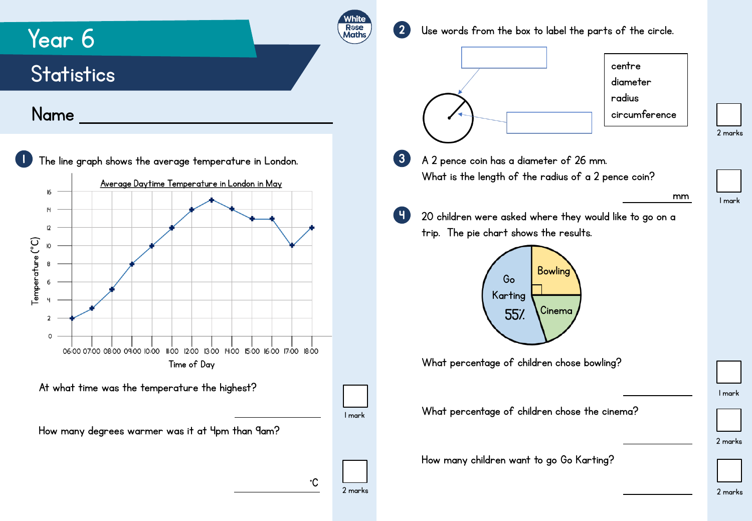# Year 6

## Statistics

Name ______________________

**1** The line graph shows the average temperature in London.

Average Daytime Temperature in London in May

| Time of Day | Temperature (°C) |
|---|---|
| 06:00 | 2 |
| 07:00 | 3 |
| 08:00 | 5 |
| 09:00 | 8 |
| 10:00 | 10 |
| 11:00 | 12 |
| 12:00 | 14 |
| 13:00 | 15 |
| 14:00 | 14 |
| 15:00 | 13 |
| 16:00 | 13 |
| 17:00 | 10 |
| 18:00 | 12 |

At what time was the temperature the highest?

__________ (1 mark)

How many degrees warmer was it at 4pm than 9am?

__________ °C (2 marks)

**2** Use words from the box to label the parts of the circle.

centre
diameter
radius
circumference

(2 marks)

**3** A 2 pence coin has a diameter of 26 mm.
What is the length of the radius of a 2 pence coin?

__________ mm (1 mark)

**4** 20 children were asked where they would like to go on a trip. The pie chart shows the results.

Go Karting 55%
Bowling
Cinema

What percentage of children chose bowling?

__________ (1 mark)

What percentage of children chose the cinema?

__________ (2 marks)

How many children want to go Go Karting?

__________ (2 marks)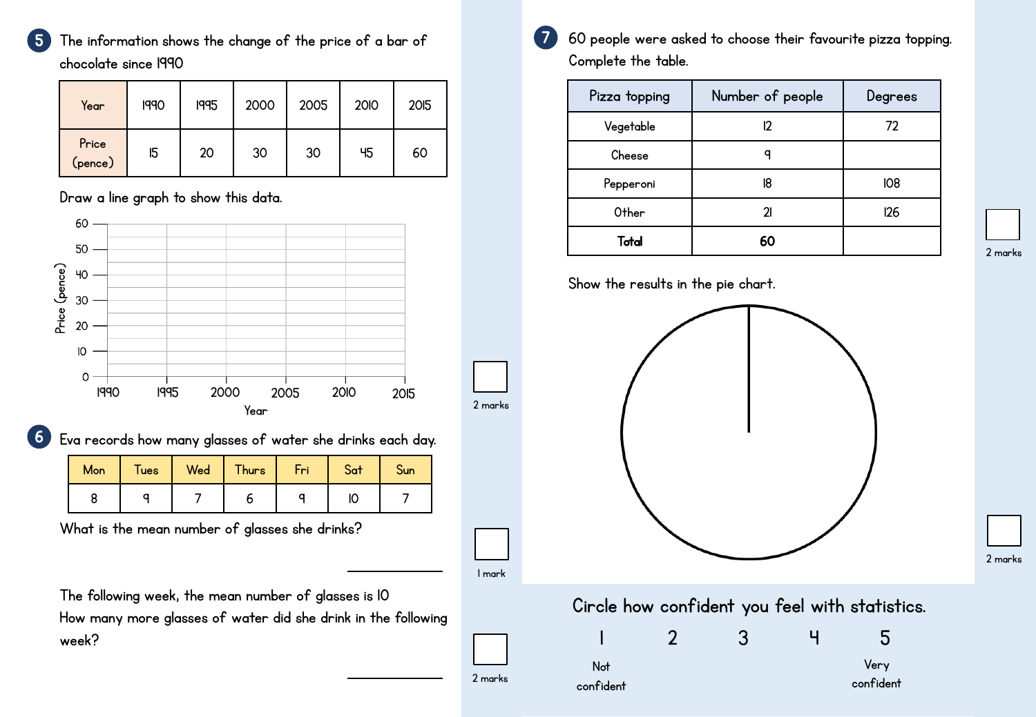**5** The information shows the change of the price of a bar of chocolate since 1990

| Year | 1990 | 1995 | 2000 | 2005 | 2010 | 2015 |
|---|---|---|---|---|---|---|
| Price (pence) | 15 | 20 | 30 | 30 | 45 | 60 |

Draw a line graph to show this data.

Price (pence)

60
50
40
30
20
10
0

1990 1995 2000 2005 2010 2015

Year

2 marks

**6** Eva records how many glasses of water she drinks each day.

| Mon | Tues | Wed | Thurs | Fri | Sat | Sun |
|---|---|---|---|---|---|---|
| 8 | 9 | 7 | 6 | 9 | 10 | 7 |

What is the mean number of glasses she drinks?

__________

1 mark

The following week, the mean number of glasses is 10
How many more glasses of water did she drink in the following week?

__________

2 marks

**7** 60 people were asked to choose their favourite pizza topping. Complete the table.

| Pizza topping | Number of people | Degrees |
|---|---|---|
| Vegetable | 12 | 72 |
| Cheese | 9 | |
| Pepperoni | 18 | 108 |
| Other | 21 | 126 |
| **Total** | **60** | |

2 marks

Show the results in the pie chart.

2 marks

Circle how confident you feel with statistics.

1 2 3 4 5

Not confident — Very confident